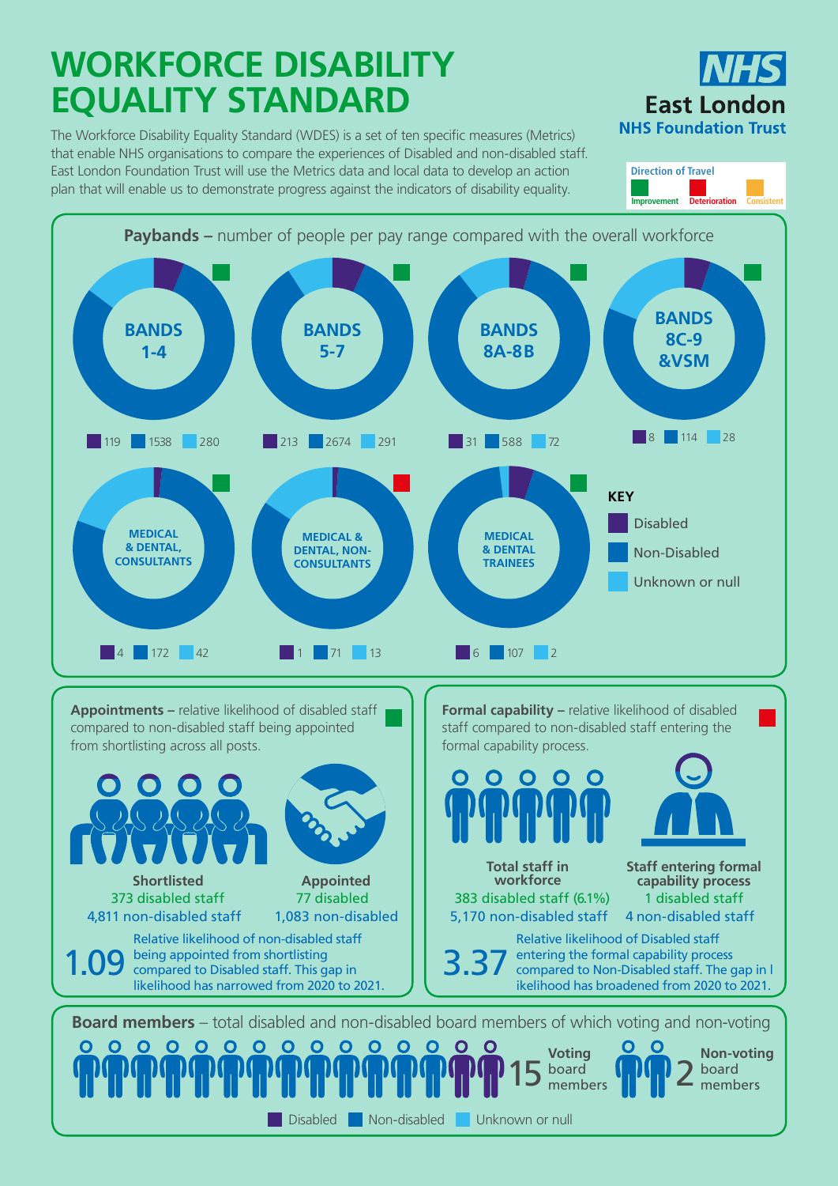# WORKFORCE DISABILITY EQUALITY STANDARD

NHS East London NHS Foundation Trust

The Workforce Disability Equality Standard (WDES) is a set of ten specific measures (Metrics) that enable NHS organisations to compare the experiences of Disabled and non-disabled staff. East London Foundation Trust will use the Metrics data and local data to develop an action plan that will enable us to demonstrate progress against the indicators of disability equality.

Direction of Travel: Improvement | Deterioration | Consistent

## Paybands – number of people per pay range compared with the overall workforce

| Pay range | Disabled | Non-Disabled | Unknown or null | Direction of Travel |
|---|---|---|---|---|
| BANDS 1-4 | 119 | 1538 | 280 | Improvement |
| BANDS 5-7 | 213 | 2674 | 291 | Improvement |
| BANDS 8A-8B | 31 | 588 | 72 | Improvement |
| BANDS 8C-9 &VSM | 8 | 114 | 28 | Improvement |
| MEDICAL & DENTAL, CONSULTANTS | 4 | 172 | 42 | Improvement |
| MEDICAL & DENTAL, NON-CONSULTANTS | 1 | 71 | 13 | Deterioration |
| MEDICAL & DENTAL TRAINEES | 6 | 107 | 2 | Improvement |

KEY: Disabled, Non-Disabled, Unknown or null

## Appointments

**Appointments –** relative likelihood of disabled staff compared to non-disabled staff being appointed from shortlisting across all posts. (Improvement)

**Shortlisted**
373 disabled staff
4,811 non-disabled staff

**Appointed**
77 disabled
1,083 non-disabled

**1.09** Relative likelihood of non-disabled staff being appointed from shortlisting compared to Disabled staff. This gap in likelihood has narrowed from 2020 to 2021.

## Formal capability

**Formal capability –** relative likelihood of disabled staff compared to non-disabled staff entering the formal capability process. (Deterioration)

**Total staff in workforce**
383 disabled staff (6.1%)
5,170 non-disabled staff

**Staff entering formal capability process**
1 disabled staff
4 non-disabled staff

**3.37** Relative likelihood of Disabled staff entering the formal capability process compared to Non-Disabled staff. The gap in likelihood has broadened from 2020 to 2021.

## Board members

**Board members** – total disabled and non-disabled board members of which voting and non-voting

15 Voting board members

2 Non-voting board members

Disabled | Non-disabled | Unknown or null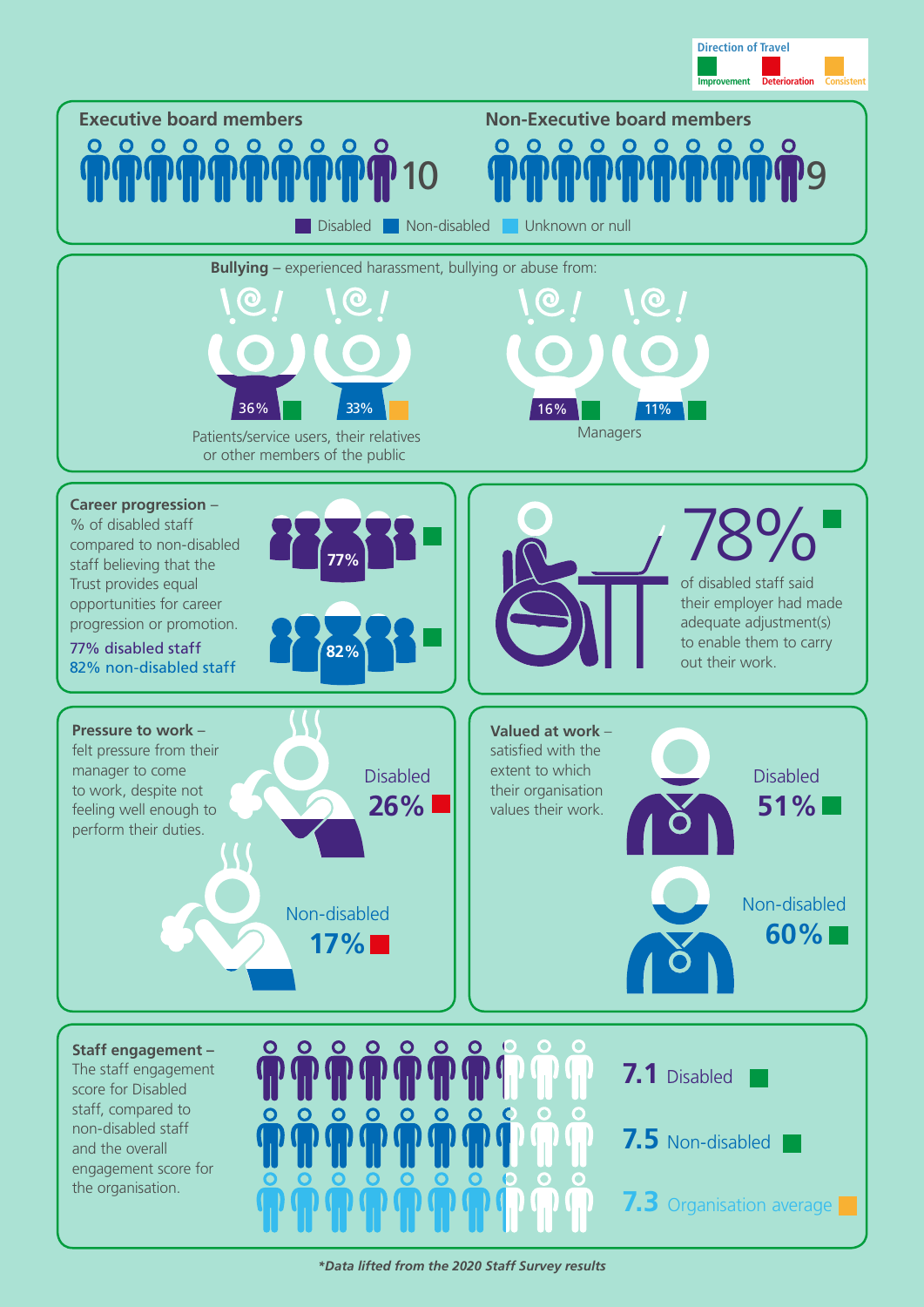Direction of Travel

Improvement | Deterioration | Consistent

## Executive board members

10

## Non-Executive board members

9

Disabled | Non-disabled | Unknown or null

**Bullying** – experienced harassment, bullying or abuse from:

36%

33%

Patients/service users, their relatives or other members of the public

16%

11%

Managers

**Career progression** – % of disabled staff compared to non-disabled staff believing that the Trust provides equal opportunities for career progression or promotion.

77% disabled staff
82% non-disabled staff

77%

82%

78%

of disabled staff said their employer had made adequate adjustment(s) to enable them to carry out their work.

**Pressure to work** – felt pressure from their manager to come to work, despite not feeling well enough to perform their duties.

Disabled
**26%**

Non-disabled
**17%**

**Valued at work** – satisfied with the extent to which their organisation values their work.

Disabled
**51%**

Non-disabled
**60%**

**Staff engagement** – The staff engagement score for Disabled staff, compared to non-disabled staff and the overall engagement score for the organisation.

**7.1** Disabled

**7.5** Non-disabled

**7.3** Organisation average

***Data lifted from the 2020 Staff Survey results***